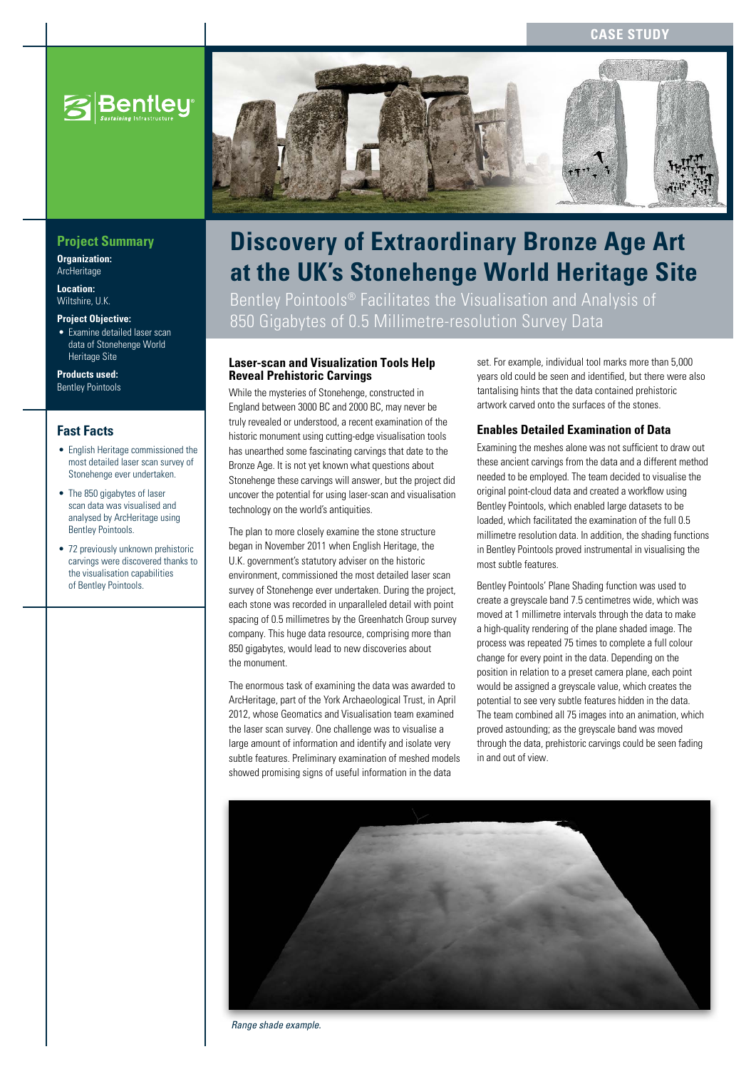CASE STUDY

# Discovery of Extraordinary Bronze Age Art at the UK's Stonehenge World Heritage Site

Bentley Pointools® Facilitates the Visualisation and Analysis of 850 Gigabytes of 0.5 Millimetre-resolution Survey Data

## Project Summary

**Organization:**
ArcHeritage

**Location:**
Wiltshire, U.K.

**Project Objective:**
- Examine detailed laser scan data of Stonehenge World Heritage Site

**Products used:**
Bentley Pointools

## Fast Facts

- English Heritage commissioned the most detailed laser scan survey of Stonehenge ever undertaken.
- The 850 gigabytes of laser scan data was visualised and analysed by ArcHeritage using Bentley Pointools.
- 72 previously unknown prehistoric carvings were discovered thanks to the visualisation capabilities of Bentley Pointools.

### Laser-scan and Visualization Tools Help Reveal Prehistoric Carvings

While the mysteries of Stonehenge, constructed in England between 3000 BC and 2000 BC, may never be truly revealed or understood, a recent examination of the historic monument using cutting-edge visualisation tools has unearthed some fascinating carvings that date to the Bronze Age. It is not yet known what questions about Stonehenge these carvings will answer, but the project did uncover the potential for using laser-scan and visualisation technology on the world's antiquities.

The plan to more closely examine the stone structure began in November 2011 when English Heritage, the U.K. government's statutory adviser on the historic environment, commissioned the most detailed laser scan survey of Stonehenge ever undertaken. During the project, each stone was recorded in unparalleled detail with point spacing of 0.5 millimetres by the Greenhatch Group survey company. This huge data resource, comprising more than 850 gigabytes, would lead to new discoveries about the monument.

The enormous task of examining the data was awarded to ArcHeritage, part of the York Archaeological Trust, in April 2012, whose Geomatics and Visualisation team examined the laser scan survey. One challenge was to visualise a large amount of information and identify and isolate very subtle features. Preliminary examination of meshed models showed promising signs of useful information in the data set. For example, individual tool marks more than 5,000 years old could be seen and identified, but there were also tantalising hints that the data contained prehistoric artwork carved onto the surfaces of the stones.

### Enables Detailed Examination of Data

Examining the meshes alone was not sufficient to draw out these ancient carvings from the data and a different method needed to be employed. The team decided to visualise the original point-cloud data and created a workflow using Bentley Pointools, which enabled large datasets to be loaded, which facilitated the examination of the full 0.5 millimetre resolution data. In addition, the shading functions in Bentley Pointools proved instrumental in visualising the most subtle features.

Bentley Pointools' Plane Shading function was used to create a greyscale band 7.5 centimetres wide, which was moved at 1 millimetre intervals through the data to make a high-quality rendering of the plane shaded image. The process was repeated 75 times to complete a full colour change for every point in the data. Depending on the position in relation to a preset camera plane, each point would be assigned a greyscale value, which creates the potential to see very subtle features hidden in the data. The team combined all 75 images into an animation, which proved astounding; as the greyscale band was moved through the data, prehistoric carvings could be seen fading in and out of view.

*Range shade example.*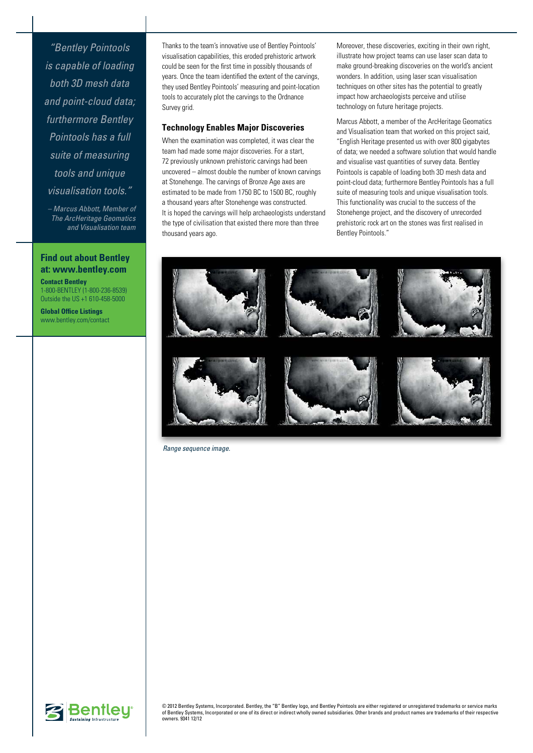*"Bentley Pointools is capable of loading both 3D mesh data and point-cloud data; furthermore Bentley Pointools has a full suite of measuring tools and unique visualisation tools."*

*– Marcus Abbott, Member of The ArcHeritage Geomatics and Visualisation team*

**Find out about Bentley at: www.bentley.com**

**Contact Bentley**
1-800-BENTLEY (1-800-236-8539)
Outside the US +1 610-458-5000

**Global Office Listings**
www.bentley.com/contact

Thanks to the team's innovative use of Bentley Pointools' visualisation capabilities, this eroded prehistoric artwork could be seen for the first time in possibly thousands of years. Once the team identified the extent of the carvings, they used Bentley Pointools' measuring and point-location tools to accurately plot the carvings to the Ordnance Survey grid.

### Technology Enables Major Discoveries

When the examination was completed, it was clear the team had made some major discoveries. For a start, 72 previously unknown prehistoric carvings had been uncovered – almost double the number of known carvings at Stonehenge. The carvings of Bronze Age axes are estimated to be made from 1750 BC to 1500 BC, roughly a thousand years after Stonehenge was constructed. It is hoped the carvings will help archaeologists understand the type of civilisation that existed there more than three thousand years ago.

Moreover, these discoveries, exciting in their own right, illustrate how project teams can use laser scan data to make ground-breaking discoveries on the world's ancient wonders. In addition, using laser scan visualisation techniques on other sites has the potential to greatly impact how archaeologists perceive and utilise technology on future heritage projects.

Marcus Abbott, a member of the ArcHeritage Geomatics and Visualisation team that worked on this project said, "English Heritage presented us with over 800 gigabytes of data; we needed a software solution that would handle and visualise vast quantities of survey data. Bentley Pointools is capable of loading both 3D mesh data and point-cloud data; furthermore Bentley Pointools has a full suite of measuring tools and unique visualisation tools. This functionality was crucial to the success of the Stonehenge project, and the discovery of unrecorded prehistoric rock art on the stones was first realised in Bentley Pointools."

*Range sequence image.*

© 2012 Bentley Systems, Incorporated. Bentley, the "B" Bentley logo, and Bentley Pointools are either registered or unregistered trademarks or service marks of Bentley Systems, Incorporated or one of its direct or indirect wholly owned subsidiaries. Other brands and product names are trademarks of their respective owners. 9341 12/12